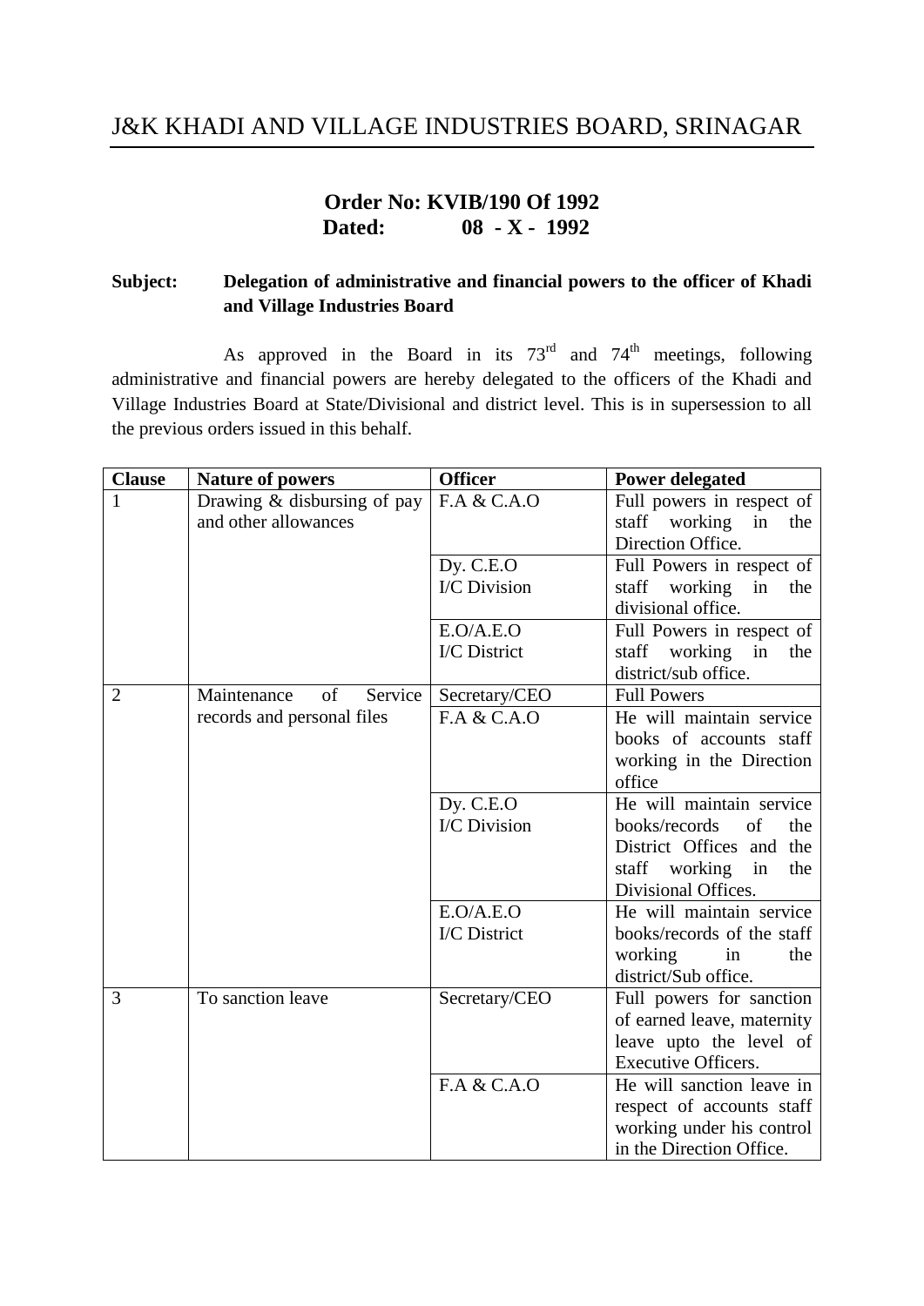# J&K KHADI AND VILLAGE INDUSTRIES BOARD, SRINAGAR

**Order No: KVIB/190 Of 1992**
**Dated: 08 - X - 1992**

**Subject: Delegation of administrative and financial powers to the officer of Khadi and Village Industries Board**

As approved in the Board in its 73rd and 74th meetings, following administrative and financial powers are hereby delegated to the officers of the Khadi and Village Industries Board at State/Divisional and district level. This is in supersession to all the previous orders issued in this behalf.

| Clause | Nature of powers | Officer | Power delegated |
|---|---|---|---|
| 1 | Drawing & disbursing of pay and other allowances | F.A & C.A.O | Full powers in respect of staff working in the Direction Office. |
| | | Dy. C.E.O I/C Division | Full Powers in respect of staff working in the divisional office. |
| | | E.O/A.E.O I/C District | Full Powers in respect of staff working in the district/sub office. |
| 2 | Maintenance of Service records and personal files | Secretary/CEO | Full Powers |
| | | F.A & C.A.O | He will maintain service books of accounts staff working in the Direction office |
| | | Dy. C.E.O I/C Division | He will maintain service books/records of the District Offices and the staff working in the Divisional Offices. |
| | | E.O/A.E.O I/C District | He will maintain service books/records of the staff working in the district/Sub office. |
| 3 | To sanction leave | Secretary/CEO | Full powers for sanction of earned leave, maternity leave upto the level of Executive Officers. |
| | | F.A & C.A.O | He will sanction leave in respect of accounts staff working under his control in the Direction Office. |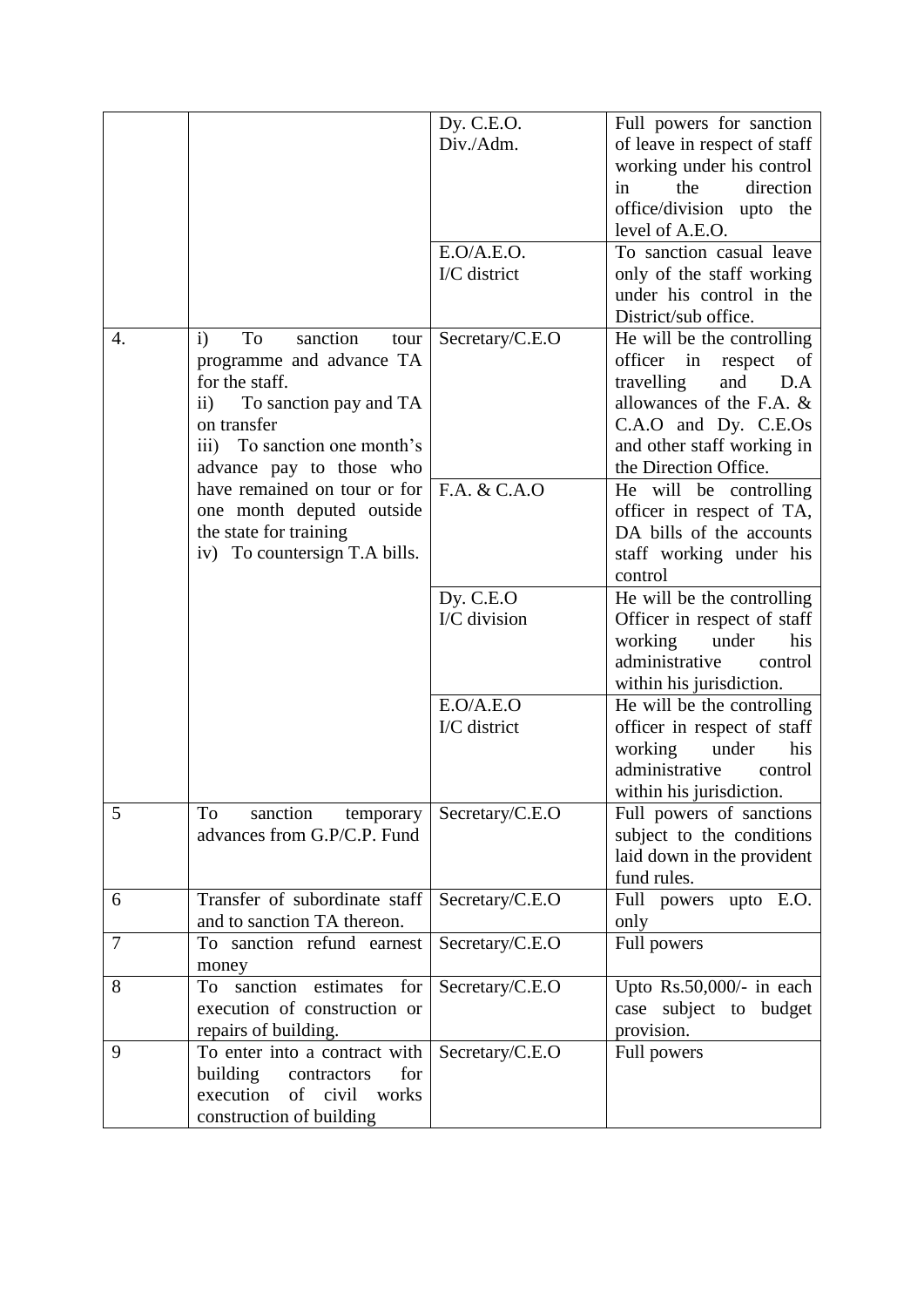| | | | |
|---|---|---|---|
| | | Dy. C.E.O. Div./Adm. | Full powers for sanction of leave in respect of staff working under his control in the direction office/division upto the level of A.E.O. |
| | | E.O/A.E.O. I/C district | To sanction casual leave only of the staff working under his control in the District/sub office. |
| 4. | i) To sanction tour programme and advance TA for the staff.<br>ii) To sanction pay and TA on transfer<br>iii) To sanction one month's advance pay to those who have remained on tour or for one month deputed outside the state for training<br>iv) To countersign T.A bills. | Secretary/C.E.O | He will be the controlling officer in respect of travelling and D.A allowances of the F.A. & C.A.O and Dy. C.E.Os and other staff working in the Direction Office. |
| | | F.A. & C.A.O | He will be controlling officer in respect of TA, DA bills of the accounts staff working under his control |
| | | Dy. C.E.O I/C division | He will be the controlling Officer in respect of staff working under his administrative control within his jurisdiction. |
| | | E.O/A.E.O I/C district | He will be the controlling officer in respect of staff working under his administrative control within his jurisdiction. |
| 5 | To sanction temporary advances from G.P/C.P. Fund | Secretary/C.E.O | Full powers of sanctions subject to the conditions laid down in the provident fund rules. |
| 6 | Transfer of subordinate staff and to sanction TA thereon. | Secretary/C.E.O | Full powers upto E.O. only |
| 7 | To sanction refund earnest money | Secretary/C.E.O | Full powers |
| 8 | To sanction estimates for execution of construction or repairs of building. | Secretary/C.E.O | Upto Rs.50,000/- in each case subject to budget provision. |
| 9 | To enter into a contract with building contractors for execution of civil works construction of building | Secretary/C.E.O | Full powers |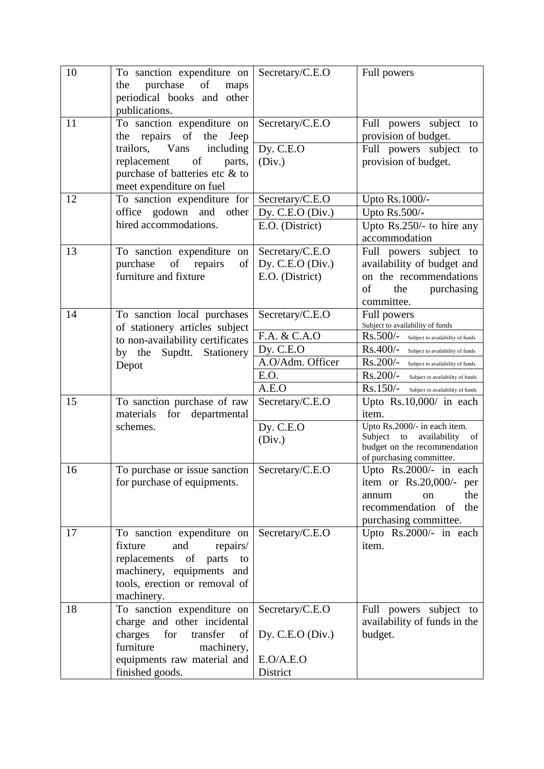| 10 | To sanction expenditure on the purchase of maps periodical books and other publications. | Secretary/C.E.O | Full powers |
|---|---|---|---|
| 11 | To sanction expenditure on the repairs of the Jeep trailors, Vans including replacement of parts, purchase of batteries etc & to meet expenditure on fuel | Secretary/C.E.O | Full powers subject to provision of budget. |
| | | Dy. C.E.O (Div.) | Full powers subject to provision of budget. |
| 12 | To sanction expenditure for office godown and other hired accommodations. | Secretary/C.E.O | Upto Rs.1000/- |
| | | Dy. C.E.O (Div.) | Upto Rs.500/- |
| | | E.O. (District) | Upto Rs.250/- to hire any accommodation |
| 13 | To sanction expenditure on purchase of repairs of furniture and fixture | Secretary/C.E.O<br>Dy. C.E.O (Div.)<br>E.O. (District) | Full powers subject to availability of budget and on the recommendations of the purchasing committee. |
| 14 | To sanction local purchases of stationery articles subject to non-availability certificates by the Supdtt. Stationery Depot | Secretary/C.E.O | Full powers<br>Subject to availability of funds |
| | | F.A. & C.A.O | Rs.500/- Subject to availability of funds |
| | | Dy. C.E.O | Rs.400/- Subject to availability of funds |
| | | A.O/Adm. Officer | Rs.200/- Subject to availability of funds |
| | | E.O. | Rs.200/- Subject to availability of funds |
| | | A.E.O | Rs.150/- Subject to availability of funds |
| 15 | To sanction purchase of raw materials for departmental schemes. | Secretary/C.E.O | Upto Rs.10,000/ in each item. |
| | | Dy. C.E.O (Div.) | Upto Rs.2000/- in each item. Subject to availability of budget on the recommendation of purchasing committee. |
| 16 | To purchase or issue sanction for purchase of equipments. | Secretary/C.E.O | Upto Rs.2000/- in each item or Rs.20,000/- per annum on the recommendation of the purchasing committee. |
| 17 | To sanction expenditure on fixture and repairs/ replacements of parts to machinery, equipments and tools, erection or removal of machinery. | Secretary/C.E.O | Upto Rs.2000/- in each item. |
| 18 | To sanction expenditure on charge and other incidental charges for transfer of furniture machinery, equipments raw material and finished goods. | Secretary/C.E.O<br>Dy. C.E.O (Div.)<br>E.O/A.E.O District | Full powers subject to availability of funds in the budget. |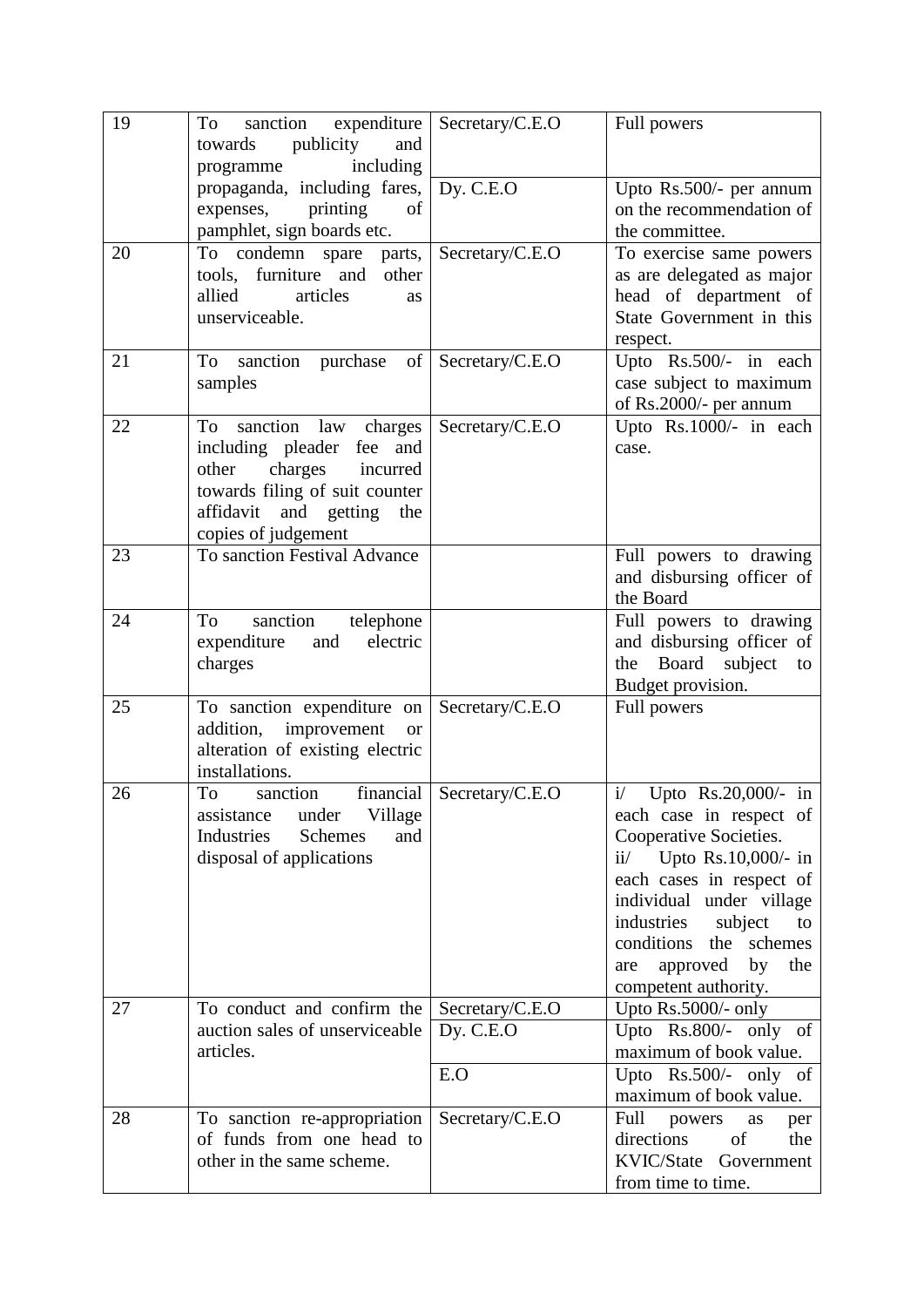| 19 | To sanction expenditure towards publicity and programme including propaganda, including fares, expenses, printing of pamphlet, sign boards etc. | Secretary/C.E.O | Full powers |
|---|---|---|---|
| | | Dy. C.E.O | Upto Rs.500/- per annum on the recommendation of the committee. |
| 20 | To condemn spare parts, tools, furniture and other allied articles as unserviceable. | Secretary/C.E.O | To exercise same powers as are delegated as major head of department of State Government in this respect. |
| 21 | To sanction purchase of samples | Secretary/C.E.O | Upto Rs.500/- in each case subject to maximum of Rs.2000/- per annum |
| 22 | To sanction law charges including pleader fee and other charges incurred towards filing of suit counter affidavit and getting the copies of judgement | Secretary/C.E.O | Upto Rs.1000/- in each case. |
| 23 | To sanction Festival Advance | | Full powers to drawing and disbursing officer of the Board |
| 24 | To sanction telephone expenditure and electric charges | | Full powers to drawing and disbursing officer of the Board subject to Budget provision. |
| 25 | To sanction expenditure on addition, improvement or alteration of existing electric installations. | Secretary/C.E.O | Full powers |
| 26 | To sanction financial assistance under Village Industries Schemes and disposal of applications | Secretary/C.E.O | i/ Upto Rs.20,000/- in each case in respect of Cooperative Societies.<br>ii/ Upto Rs.10,000/- in each cases in respect of individual under village industries subject to conditions the schemes are approved by the competent authority. |
| 27 | To conduct and confirm the auction sales of unserviceable articles. | Secretary/C.E.O | Upto Rs.5000/- only |
| | | Dy. C.E.O | Upto Rs.800/- only of maximum of book value. |
| | | E.O | Upto Rs.500/- only of maximum of book value. |
| 28 | To sanction re-appropriation of funds from one head to other in the same scheme. | Secretary/C.E.O | Full powers as per directions of the KVIC/State Government from time to time. |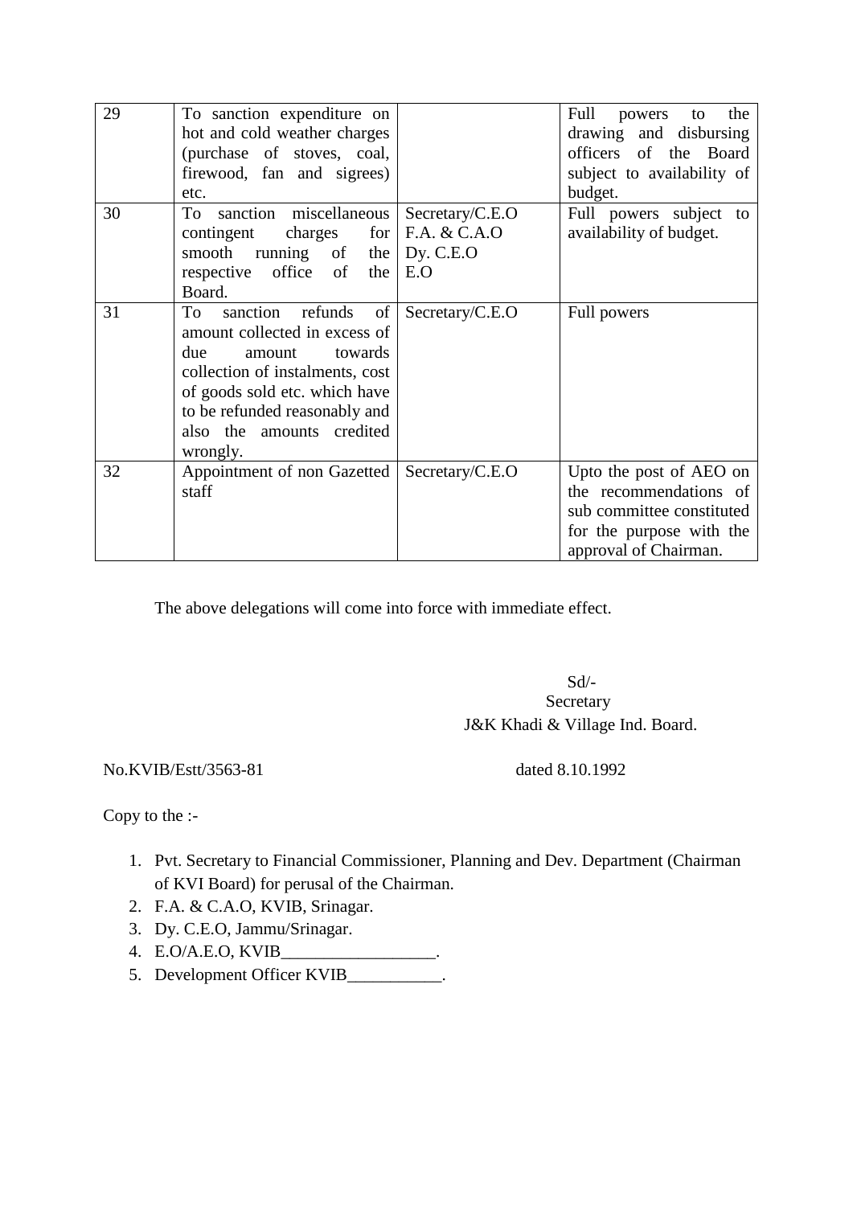| | | | |
|---|---|---|---|
| 29 | To sanction expenditure on hot and cold weather charges (purchase of stoves, coal, firewood, fan and sigrees) etc. | | Full powers to the drawing and disbursing officers of the Board subject to availability of budget. |
| 30 | To sanction miscellaneous contingent charges for smooth running of the respective office of the Board. | Secretary/C.E.O<br>F.A. & C.A.O<br>Dy. C.E.O<br>E.O | Full powers subject to availability of budget. |
| 31 | To sanction refunds of amount collected in excess of due amount towards collection of instalments, cost of goods sold etc. which have to be refunded reasonably and also the amounts credited wrongly. | Secretary/C.E.O | Full powers |
| 32 | Appointment of non Gazetted staff | Secretary/C.E.O | Upto the post of AEO on the recommendations of sub committee constituted for the purpose with the approval of Chairman. |

The above delegations will come into force with immediate effect.

Sd/-
Secretary
J&K Khadi & Village Ind. Board.

No.KVIB/Estt/3563-81 dated 8.10.1992

Copy to the :-

1. Pvt. Secretary to Financial Commissioner, Planning and Dev. Department (Chairman of KVI Board) for perusal of the Chairman.
2. F.A. & C.A.O, KVIB, Srinagar.
3. Dy. C.E.O, Jammu/Srinagar.
4. E.O/A.E.O, KVIB__________________.
5. Development Officer KVIB___________.